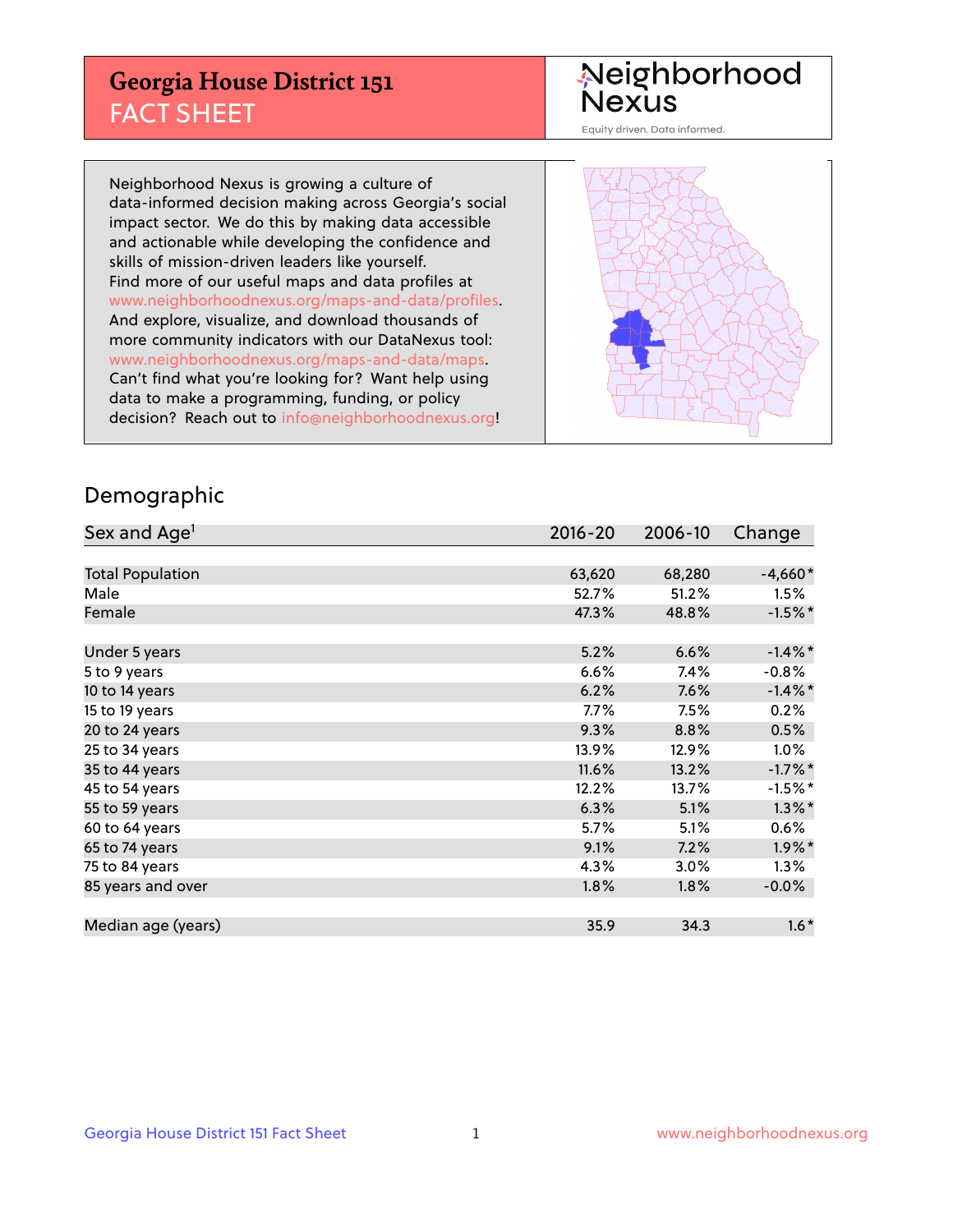# Georgia House District 151
## FACT SHEET

Neighborhood Nexus
Equity driven. Data informed.

Neighborhood Nexus is growing a culture of data-informed decision making across Georgia's social impact sector. We do this by making data accessible and actionable while developing the confidence and skills of mission-driven leaders like yourself. Find more of our useful maps and data profiles at www.neighborhoodnexus.org/maps-and-data/profiles. And explore, visualize, and download thousands of more community indicators with our DataNexus tool: www.neighborhoodnexus.org/maps-and-data/maps. Can't find what you're looking for? Want help using data to make a programming, funding, or policy decision? Reach out to info@neighborhoodnexus.org!

## Demographic

| Sex and Age[1] | 2016-20 | 2006-10 | Change |
|---|---|---|---|
| Total Population | 63,620 | 68,280 | -4,660* |
| Male | 52.7% | 51.2% | 1.5% |
| Female | 47.3% | 48.8% | -1.5%* |
| Under 5 years | 5.2% | 6.6% | -1.4%* |
| 5 to 9 years | 6.6% | 7.4% | -0.8% |
| 10 to 14 years | 6.2% | 7.6% | -1.4%* |
| 15 to 19 years | 7.7% | 7.5% | 0.2% |
| 20 to 24 years | 9.3% | 8.8% | 0.5% |
| 25 to 34 years | 13.9% | 12.9% | 1.0% |
| 35 to 44 years | 11.6% | 13.2% | -1.7%* |
| 45 to 54 years | 12.2% | 13.7% | -1.5%* |
| 55 to 59 years | 6.3% | 5.1% | 1.3%* |
| 60 to 64 years | 5.7% | 5.1% | 0.6% |
| 65 to 74 years | 9.1% | 7.2% | 1.9%* |
| 75 to 84 years | 4.3% | 3.0% | 1.3% |
| 85 years and over | 1.8% | 1.8% | -0.0% |
| Median age (years) | 35.9 | 34.3 | 1.6* |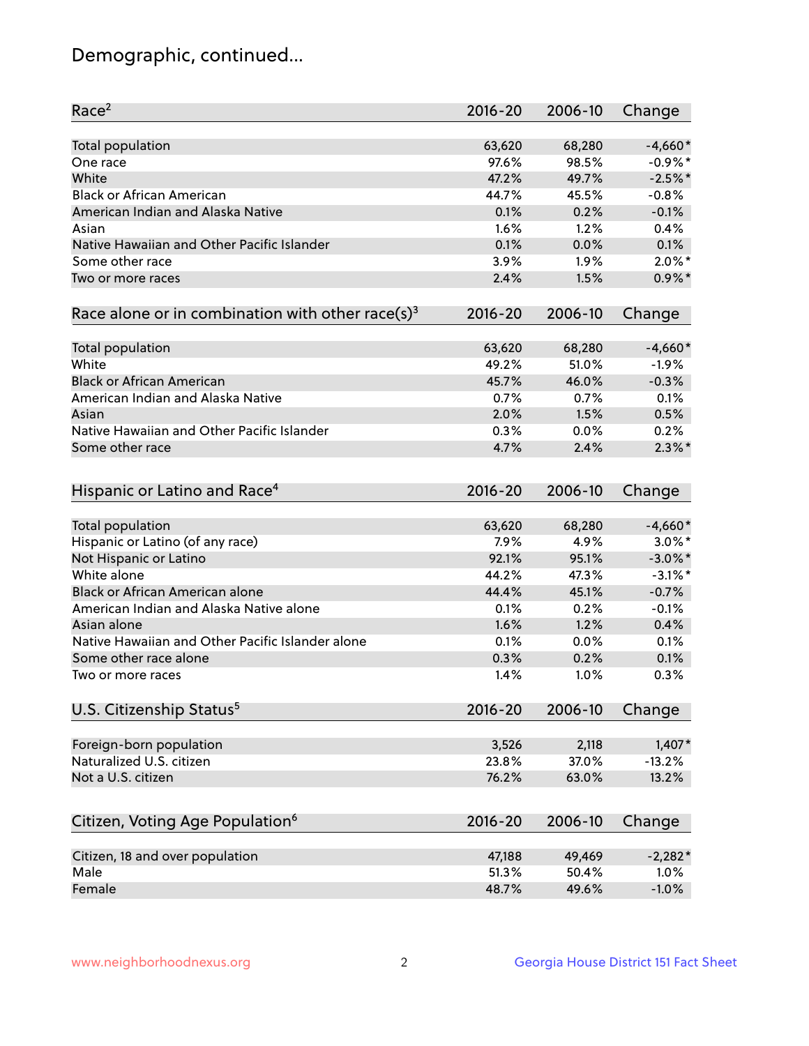# Demographic, continued...

| Race[2] | 2016-20 | 2006-10 | Change |
|---|---|---|---|
| Total population | 63,620 | 68,280 | -4,660* |
| One race | 97.6% | 98.5% | -0.9%* |
| White | 47.2% | 49.7% | -2.5%* |
| Black or African American | 44.7% | 45.5% | -0.8% |
| American Indian and Alaska Native | 0.1% | 0.2% | -0.1% |
| Asian | 1.6% | 1.2% | 0.4% |
| Native Hawaiian and Other Pacific Islander | 0.1% | 0.0% | 0.1% |
| Some other race | 3.9% | 1.9% | 2.0%* |
| Two or more races | 2.4% | 1.5% | 0.9%* |

| Race alone or in combination with other race(s)[3] | 2016-20 | 2006-10 | Change |
|---|---|---|---|
| Total population | 63,620 | 68,280 | -4,660* |
| White | 49.2% | 51.0% | -1.9% |
| Black or African American | 45.7% | 46.0% | -0.3% |
| American Indian and Alaska Native | 0.7% | 0.7% | 0.1% |
| Asian | 2.0% | 1.5% | 0.5% |
| Native Hawaiian and Other Pacific Islander | 0.3% | 0.0% | 0.2% |
| Some other race | 4.7% | 2.4% | 2.3%* |

| Hispanic or Latino and Race[4] | 2016-20 | 2006-10 | Change |
|---|---|---|---|
| Total population | 63,620 | 68,280 | -4,660* |
| Hispanic or Latino (of any race) | 7.9% | 4.9% | 3.0%* |
| Not Hispanic or Latino | 92.1% | 95.1% | -3.0%* |
| White alone | 44.2% | 47.3% | -3.1%* |
| Black or African American alone | 44.4% | 45.1% | -0.7% |
| American Indian and Alaska Native alone | 0.1% | 0.2% | -0.1% |
| Asian alone | 1.6% | 1.2% | 0.4% |
| Native Hawaiian and Other Pacific Islander alone | 0.1% | 0.0% | 0.1% |
| Some other race alone | 0.3% | 0.2% | 0.1% |
| Two or more races | 1.4% | 1.0% | 0.3% |

| U.S. Citizenship Status[5] | 2016-20 | 2006-10 | Change |
|---|---|---|---|
| Foreign-born population | 3,526 | 2,118 | 1,407* |
| Naturalized U.S. citizen | 23.8% | 37.0% | -13.2% |
| Not a U.S. citizen | 76.2% | 63.0% | 13.2% |

| Citizen, Voting Age Population[6] | 2016-20 | 2006-10 | Change |
|---|---|---|---|
| Citizen, 18 and over population | 47,188 | 49,469 | -2,282* |
| Male | 51.3% | 50.4% | 1.0% |
| Female | 48.7% | 49.6% | -1.0% |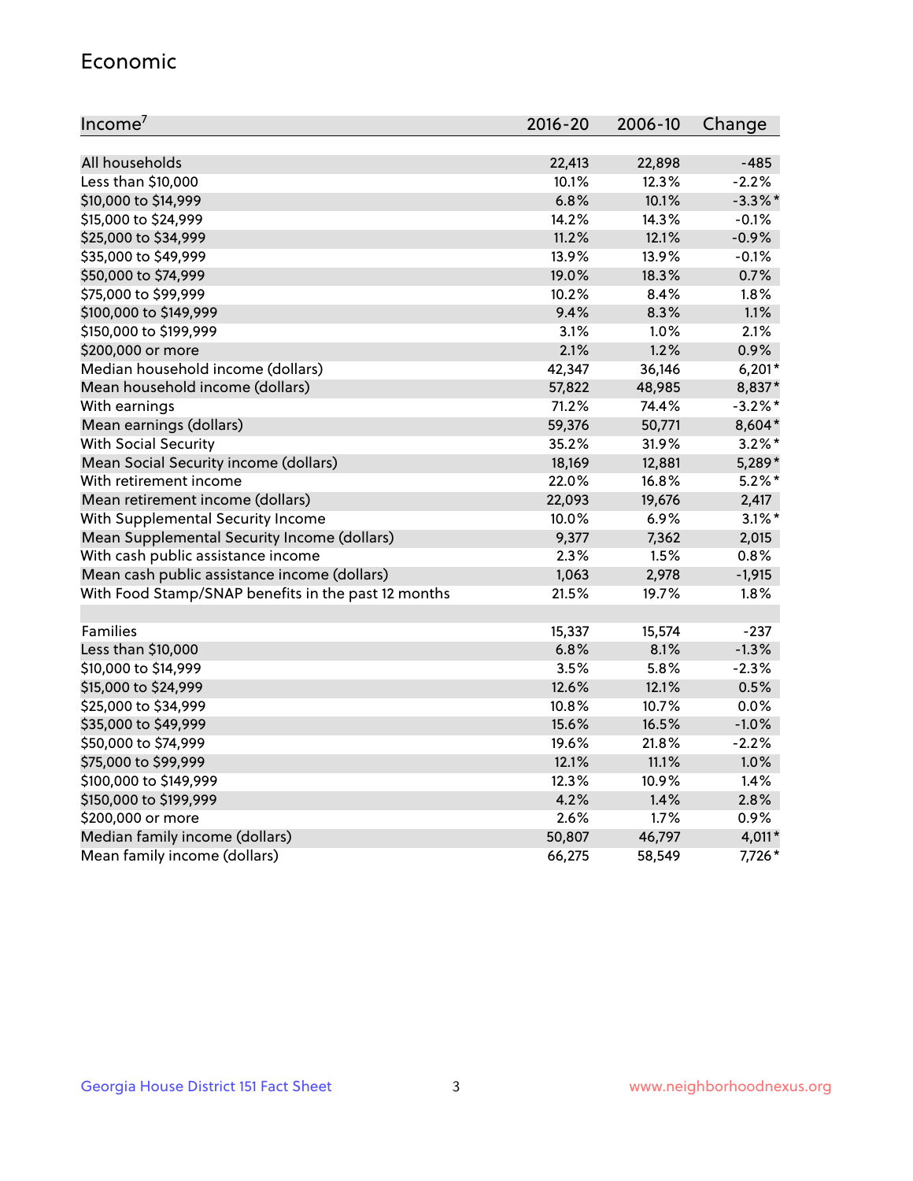## Economic

| Income[7] | 2016-20 | 2006-10 | Change |
|---|---|---|---|
| All households | 22,413 | 22,898 | -485 |
| Less than $10,000 | 10.1% | 12.3% | -2.2% |
| $10,000 to $14,999 | 6.8% | 10.1% | -3.3%* |
| $15,000 to $24,999 | 14.2% | 14.3% | -0.1% |
| $25,000 to $34,999 | 11.2% | 12.1% | -0.9% |
| $35,000 to $49,999 | 13.9% | 13.9% | -0.1% |
| $50,000 to $74,999 | 19.0% | 18.3% | 0.7% |
| $75,000 to $99,999 | 10.2% | 8.4% | 1.8% |
| $100,000 to $149,999 | 9.4% | 8.3% | 1.1% |
| $150,000 to $199,999 | 3.1% | 1.0% | 2.1% |
| $200,000 or more | 2.1% | 1.2% | 0.9% |
| Median household income (dollars) | 42,347 | 36,146 | 6,201* |
| Mean household income (dollars) | 57,822 | 48,985 | 8,837* |
| With earnings | 71.2% | 74.4% | -3.2%* |
| Mean earnings (dollars) | 59,376 | 50,771 | 8,604* |
| With Social Security | 35.2% | 31.9% | 3.2%* |
| Mean Social Security income (dollars) | 18,169 | 12,881 | 5,289* |
| With retirement income | 22.0% | 16.8% | 5.2%* |
| Mean retirement income (dollars) | 22,093 | 19,676 | 2,417 |
| With Supplemental Security Income | 10.0% | 6.9% | 3.1%* |
| Mean Supplemental Security Income (dollars) | 9,377 | 7,362 | 2,015 |
| With cash public assistance income | 2.3% | 1.5% | 0.8% |
| Mean cash public assistance income (dollars) | 1,063 | 2,978 | -1,915 |
| With Food Stamp/SNAP benefits in the past 12 months | 21.5% | 19.7% | 1.8% |
| | | | |
| Families | 15,337 | 15,574 | -237 |
| Less than $10,000 | 6.8% | 8.1% | -1.3% |
| $10,000 to $14,999 | 3.5% | 5.8% | -2.3% |
| $15,000 to $24,999 | 12.6% | 12.1% | 0.5% |
| $25,000 to $34,999 | 10.8% | 10.7% | 0.0% |
| $35,000 to $49,999 | 15.6% | 16.5% | -1.0% |
| $50,000 to $74,999 | 19.6% | 21.8% | -2.2% |
| $75,000 to $99,999 | 12.1% | 11.1% | 1.0% |
| $100,000 to $149,999 | 12.3% | 10.9% | 1.4% |
| $150,000 to $199,999 | 4.2% | 1.4% | 2.8% |
| $200,000 or more | 2.6% | 1.7% | 0.9% |
| Median family income (dollars) | 50,807 | 46,797 | 4,011* |
| Mean family income (dollars) | 66,275 | 58,549 | 7,726* |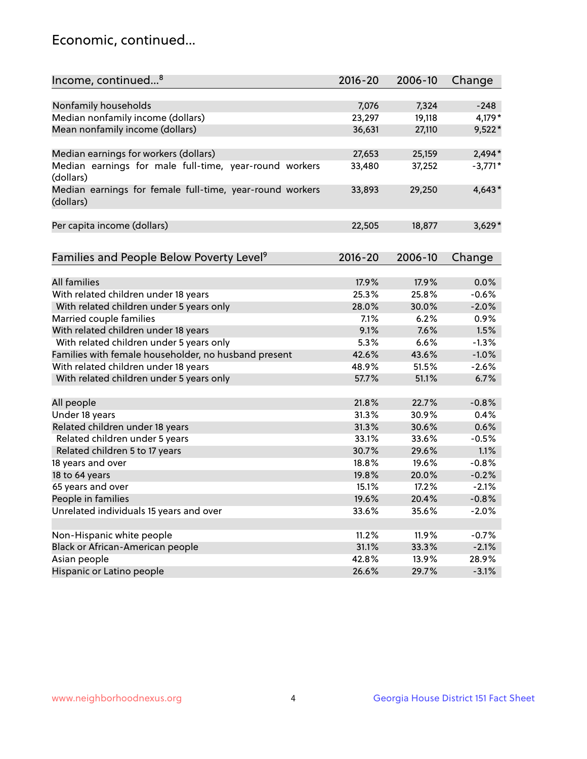## Economic, continued...

| Income, continued...[8] | 2016-20 | 2006-10 | Change |
|---|---|---|---|
| Nonfamily households | 7,076 | 7,324 | -248 |
| Median nonfamily income (dollars) | 23,297 | 19,118 | 4,179* |
| Mean nonfamily income (dollars) | 36,631 | 27,110 | 9,522* |
| Median earnings for workers (dollars) | 27,653 | 25,159 | 2,494* |
| Median earnings for male full-time, year-round workers (dollars) | 33,480 | 37,252 | -3,771* |
| Median earnings for female full-time, year-round workers (dollars) | 33,893 | 29,250 | 4,643* |
| Per capita income (dollars) | 22,505 | 18,877 | 3,629* |

| Families and People Below Poverty Level[9] | 2016-20 | 2006-10 | Change |
|---|---|---|---|
| All families | 17.9% | 17.9% | 0.0% |
| With related children under 18 years | 25.3% | 25.8% | -0.6% |
| With related children under 5 years only | 28.0% | 30.0% | -2.0% |
| Married couple families | 7.1% | 6.2% | 0.9% |
| With related children under 18 years | 9.1% | 7.6% | 1.5% |
| With related children under 5 years only | 5.3% | 6.6% | -1.3% |
| Families with female householder, no husband present | 42.6% | 43.6% | -1.0% |
| With related children under 18 years | 48.9% | 51.5% | -2.6% |
| With related children under 5 years only | 57.7% | 51.1% | 6.7% |
| All people | 21.8% | 22.7% | -0.8% |
| Under 18 years | 31.3% | 30.9% | 0.4% |
| Related children under 18 years | 31.3% | 30.6% | 0.6% |
| Related children under 5 years | 33.1% | 33.6% | -0.5% |
| Related children 5 to 17 years | 30.7% | 29.6% | 1.1% |
| 18 years and over | 18.8% | 19.6% | -0.8% |
| 18 to 64 years | 19.8% | 20.0% | -0.2% |
| 65 years and over | 15.1% | 17.2% | -2.1% |
| People in families | 19.6% | 20.4% | -0.8% |
| Unrelated individuals 15 years and over | 33.6% | 35.6% | -2.0% |
| Non-Hispanic white people | 11.2% | 11.9% | -0.7% |
| Black or African-American people | 31.1% | 33.3% | -2.1% |
| Asian people | 42.8% | 13.9% | 28.9% |
| Hispanic or Latino people | 26.6% | 29.7% | -3.1% |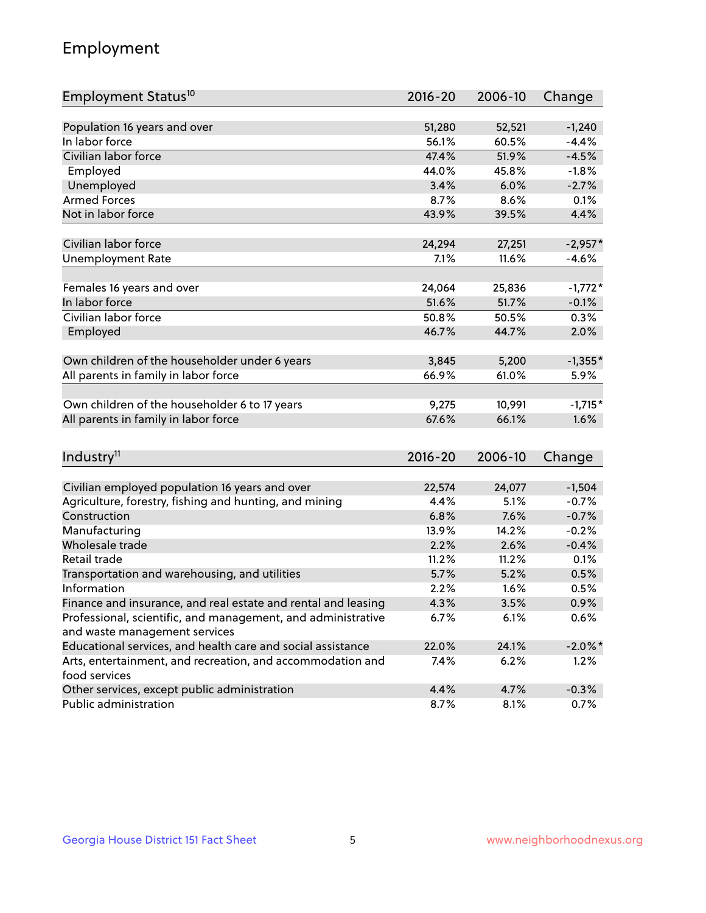# Employment

| Employment Status[10] | 2016-20 | 2006-10 | Change |
|---|---|---|---|
| Population 16 years and over | 51,280 | 52,521 | -1,240 |
| In labor force | 56.1% | 60.5% | -4.4% |
| Civilian labor force | 47.4% | 51.9% | -4.5% |
| Employed | 44.0% | 45.8% | -1.8% |
| Unemployed | 3.4% | 6.0% | -2.7% |
| Armed Forces | 8.7% | 8.6% | 0.1% |
| Not in labor force | 43.9% | 39.5% | 4.4% |
| | | | |
| Civilian labor force | 24,294 | 27,251 | -2,957* |
| Unemployment Rate | 7.1% | 11.6% | -4.6% |
| | | | |
| Females 16 years and over | 24,064 | 25,836 | -1,772* |
| In labor force | 51.6% | 51.7% | -0.1% |
| Civilian labor force | 50.8% | 50.5% | 0.3% |
| Employed | 46.7% | 44.7% | 2.0% |
| | | | |
| Own children of the householder under 6 years | 3,845 | 5,200 | -1,355* |
| All parents in family in labor force | 66.9% | 61.0% | 5.9% |
| | | | |
| Own children of the householder 6 to 17 years | 9,275 | 10,991 | -1,715* |
| All parents in family in labor force | 67.6% | 66.1% | 1.6% |

| Industry[11] | 2016-20 | 2006-10 | Change |
|---|---|---|---|
| Civilian employed population 16 years and over | 22,574 | 24,077 | -1,504 |
| Agriculture, forestry, fishing and hunting, and mining | 4.4% | 5.1% | -0.7% |
| Construction | 6.8% | 7.6% | -0.7% |
| Manufacturing | 13.9% | 14.2% | -0.2% |
| Wholesale trade | 2.2% | 2.6% | -0.4% |
| Retail trade | 11.2% | 11.2% | 0.1% |
| Transportation and warehousing, and utilities | 5.7% | 5.2% | 0.5% |
| Information | 2.2% | 1.6% | 0.5% |
| Finance and insurance, and real estate and rental and leasing | 4.3% | 3.5% | 0.9% |
| Professional, scientific, and management, and administrative and waste management services | 6.7% | 6.1% | 0.6% |
| Educational services, and health care and social assistance | 22.0% | 24.1% | -2.0%* |
| Arts, entertainment, and recreation, and accommodation and food services | 7.4% | 6.2% | 1.2% |
| Other services, except public administration | 4.4% | 4.7% | -0.3% |
| Public administration | 8.7% | 8.1% | 0.7% |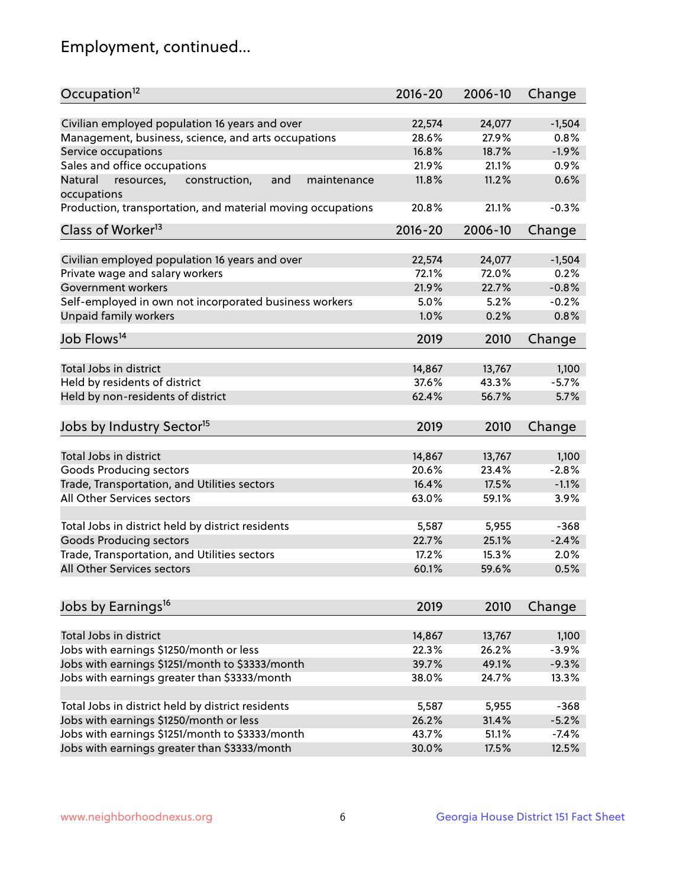# Employment, continued...

| Occupation[12] | 2016-20 | 2006-10 | Change |
|---|---|---|---|
| Civilian employed population 16 years and over | 22,574 | 24,077 | -1,504 |
| Management, business, science, and arts occupations | 28.6% | 27.9% | 0.8% |
| Service occupations | 16.8% | 18.7% | -1.9% |
| Sales and office occupations | 21.9% | 21.1% | 0.9% |
| Natural resources, construction, and maintenance occupations | 11.8% | 11.2% | 0.6% |
| Production, transportation, and material moving occupations | 20.8% | 21.1% | -0.3% |

| Class of Worker[13] | 2016-20 | 2006-10 | Change |
|---|---|---|---|
| Civilian employed population 16 years and over | 22,574 | 24,077 | -1,504 |
| Private wage and salary workers | 72.1% | 72.0% | 0.2% |
| Government workers | 21.9% | 22.7% | -0.8% |
| Self-employed in own not incorporated business workers | 5.0% | 5.2% | -0.2% |
| Unpaid family workers | 1.0% | 0.2% | 0.8% |

| Job Flows[14] | 2019 | 2010 | Change |
|---|---|---|---|
| Total Jobs in district | 14,867 | 13,767 | 1,100 |
| Held by residents of district | 37.6% | 43.3% | -5.7% |
| Held by non-residents of district | 62.4% | 56.7% | 5.7% |

| Jobs by Industry Sector[15] | 2019 | 2010 | Change |
|---|---|---|---|
| Total Jobs in district | 14,867 | 13,767 | 1,100 |
| Goods Producing sectors | 20.6% | 23.4% | -2.8% |
| Trade, Transportation, and Utilities sectors | 16.4% | 17.5% | -1.1% |
| All Other Services sectors | 63.0% | 59.1% | 3.9% |
| | | | |
| Total Jobs in district held by district residents | 5,587 | 5,955 | -368 |
| Goods Producing sectors | 22.7% | 25.1% | -2.4% |
| Trade, Transportation, and Utilities sectors | 17.2% | 15.3% | 2.0% |
| All Other Services sectors | 60.1% | 59.6% | 0.5% |

| Jobs by Earnings[16] | 2019 | 2010 | Change |
|---|---|---|---|
| Total Jobs in district | 14,867 | 13,767 | 1,100 |
| Jobs with earnings $1250/month or less | 22.3% | 26.2% | -3.9% |
| Jobs with earnings $1251/month to $3333/month | 39.7% | 49.1% | -9.3% |
| Jobs with earnings greater than $3333/month | 38.0% | 24.7% | 13.3% |
| | | | |
| Total Jobs in district held by district residents | 5,587 | 5,955 | -368 |
| Jobs with earnings $1250/month or less | 26.2% | 31.4% | -5.2% |
| Jobs with earnings $1251/month to $3333/month | 43.7% | 51.1% | -7.4% |
| Jobs with earnings greater than $3333/month | 30.0% | 17.5% | 12.5% |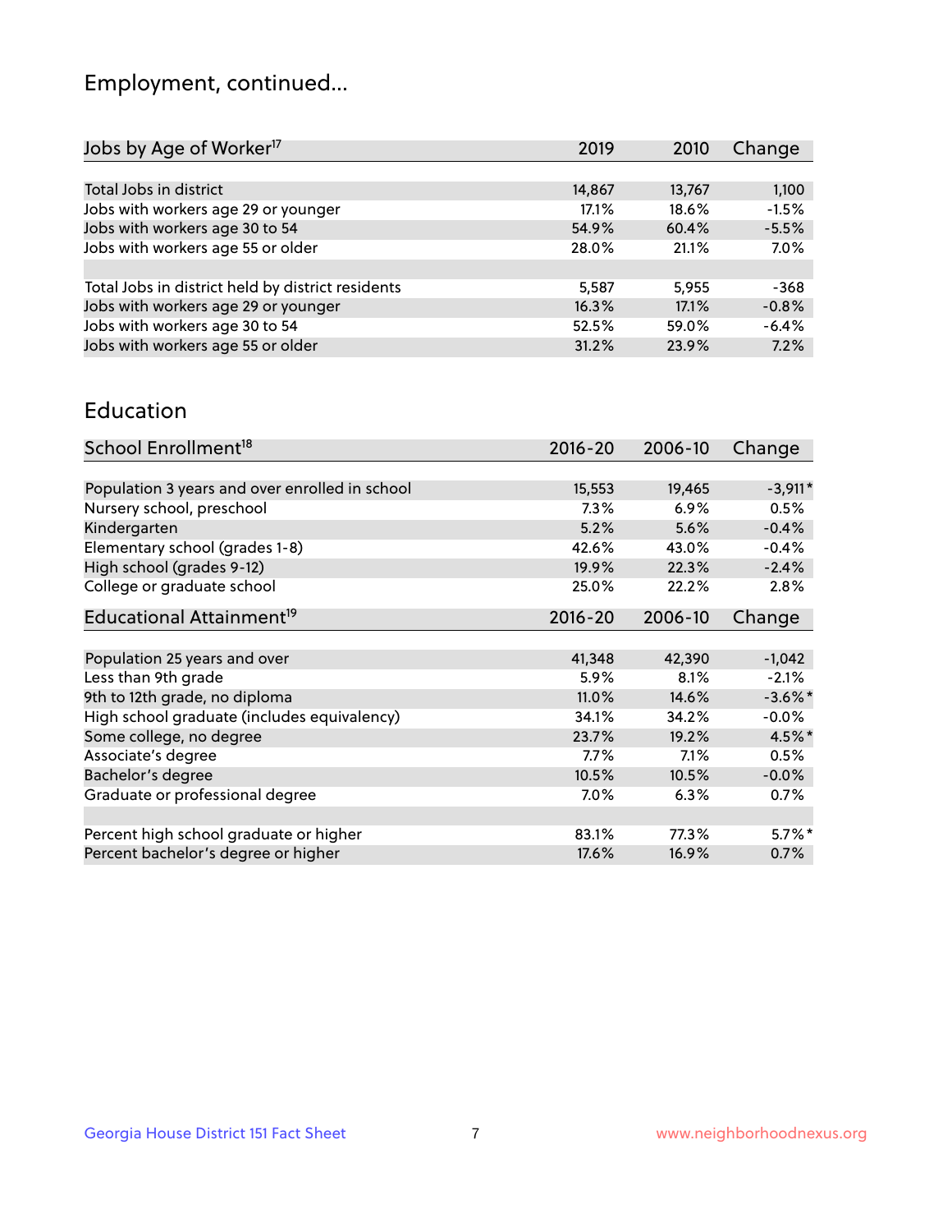## Employment, continued...

| Jobs by Age of Worker[17] | 2019 | 2010 | Change |
|---|---|---|---|
| Total Jobs in district | 14,867 | 13,767 | 1,100 |
| Jobs with workers age 29 or younger | 17.1% | 18.6% | -1.5% |
| Jobs with workers age 30 to 54 | 54.9% | 60.4% | -5.5% |
| Jobs with workers age 55 or older | 28.0% | 21.1% | 7.0% |
| | | | |
| Total Jobs in district held by district residents | 5,587 | 5,955 | -368 |
| Jobs with workers age 29 or younger | 16.3% | 17.1% | -0.8% |
| Jobs with workers age 30 to 54 | 52.5% | 59.0% | -6.4% |
| Jobs with workers age 55 or older | 31.2% | 23.9% | 7.2% |

## Education

| School Enrollment[18] | 2016-20 | 2006-10 | Change |
|---|---|---|---|
| Population 3 years and over enrolled in school | 15,553 | 19,465 | -3,911* |
| Nursery school, preschool | 7.3% | 6.9% | 0.5% |
| Kindergarten | 5.2% | 5.6% | -0.4% |
| Elementary school (grades 1-8) | 42.6% | 43.0% | -0.4% |
| High school (grades 9-12) | 19.9% | 22.3% | -2.4% |
| College or graduate school | 25.0% | 22.2% | 2.8% |

| Educational Attainment[19] | 2016-20 | 2006-10 | Change |
|---|---|---|---|
| Population 25 years and over | 41,348 | 42,390 | -1,042 |
| Less than 9th grade | 5.9% | 8.1% | -2.1% |
| 9th to 12th grade, no diploma | 11.0% | 14.6% | -3.6%* |
| High school graduate (includes equivalency) | 34.1% | 34.2% | -0.0% |
| Some college, no degree | 23.7% | 19.2% | 4.5%* |
| Associate's degree | 7.7% | 7.1% | 0.5% |
| Bachelor's degree | 10.5% | 10.5% | -0.0% |
| Graduate or professional degree | 7.0% | 6.3% | 0.7% |
| | | | |
| Percent high school graduate or higher | 83.1% | 77.3% | 5.7%* |
| Percent bachelor's degree or higher | 17.6% | 16.9% | 0.7% |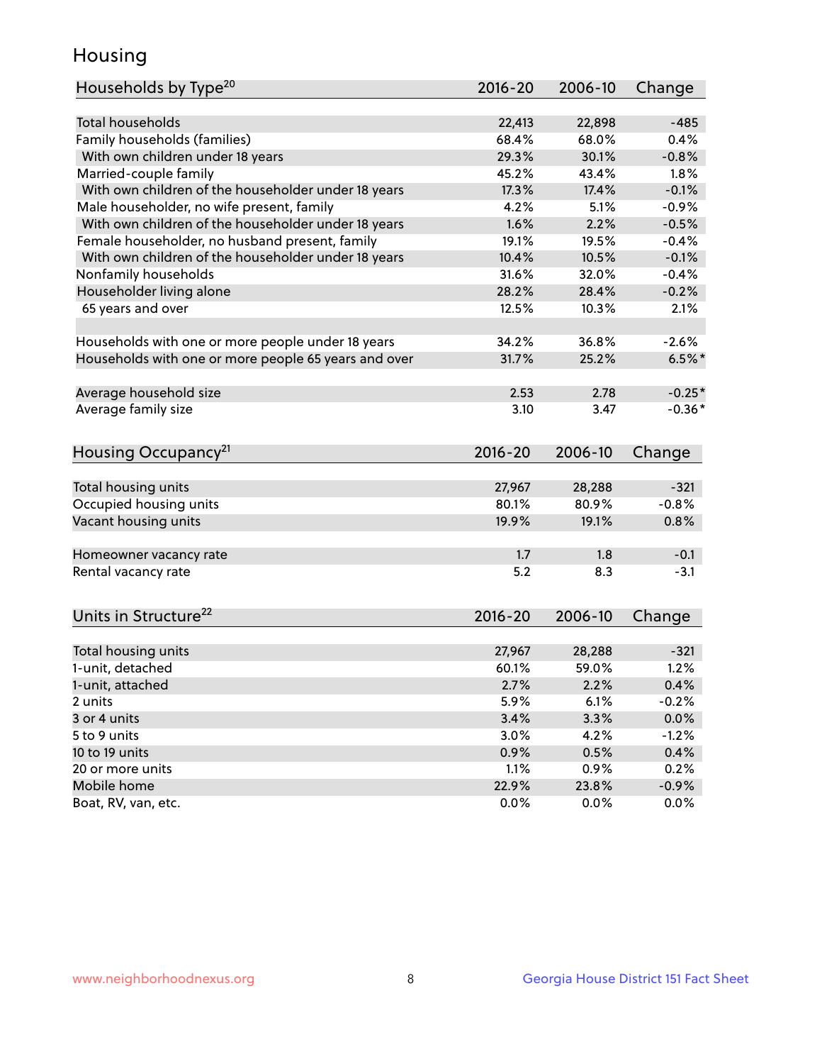## Housing

| Households by Type[20] | 2016-20 | 2006-10 | Change |
|---|---|---|---|
| Total households | 22,413 | 22,898 | -485 |
| Family households (families) | 68.4% | 68.0% | 0.4% |
| With own children under 18 years | 29.3% | 30.1% | -0.8% |
| Married-couple family | 45.2% | 43.4% | 1.8% |
| With own children of the householder under 18 years | 17.3% | 17.4% | -0.1% |
| Male householder, no wife present, family | 4.2% | 5.1% | -0.9% |
| With own children of the householder under 18 years | 1.6% | 2.2% | -0.5% |
| Female householder, no husband present, family | 19.1% | 19.5% | -0.4% |
| With own children of the householder under 18 years | 10.4% | 10.5% | -0.1% |
| Nonfamily households | 31.6% | 32.0% | -0.4% |
| Householder living alone | 28.2% | 28.4% | -0.2% |
| 65 years and over | 12.5% | 10.3% | 2.1% |
| | | | |
| Households with one or more people under 18 years | 34.2% | 36.8% | -2.6% |
| Households with one or more people 65 years and over | 31.7% | 25.2% | 6.5%* |
| | | | |
| Average household size | 2.53 | 2.78 | -0.25* |
| Average family size | 3.10 | 3.47 | -0.36* |

| Housing Occupancy[21] | 2016-20 | 2006-10 | Change |
|---|---|---|---|
| Total housing units | 27,967 | 28,288 | -321 |
| Occupied housing units | 80.1% | 80.9% | -0.8% |
| Vacant housing units | 19.9% | 19.1% | 0.8% |
| | | | |
| Homeowner vacancy rate | 1.7 | 1.8 | -0.1 |
| Rental vacancy rate | 5.2 | 8.3 | -3.1 |

| Units in Structure[22] | 2016-20 | 2006-10 | Change |
|---|---|---|---|
| Total housing units | 27,967 | 28,288 | -321 |
| 1-unit, detached | 60.1% | 59.0% | 1.2% |
| 1-unit, attached | 2.7% | 2.2% | 0.4% |
| 2 units | 5.9% | 6.1% | -0.2% |
| 3 or 4 units | 3.4% | 3.3% | 0.0% |
| 5 to 9 units | 3.0% | 4.2% | -1.2% |
| 10 to 19 units | 0.9% | 0.5% | 0.4% |
| 20 or more units | 1.1% | 0.9% | 0.2% |
| Mobile home | 22.9% | 23.8% | -0.9% |
| Boat, RV, van, etc. | 0.0% | 0.0% | 0.0% |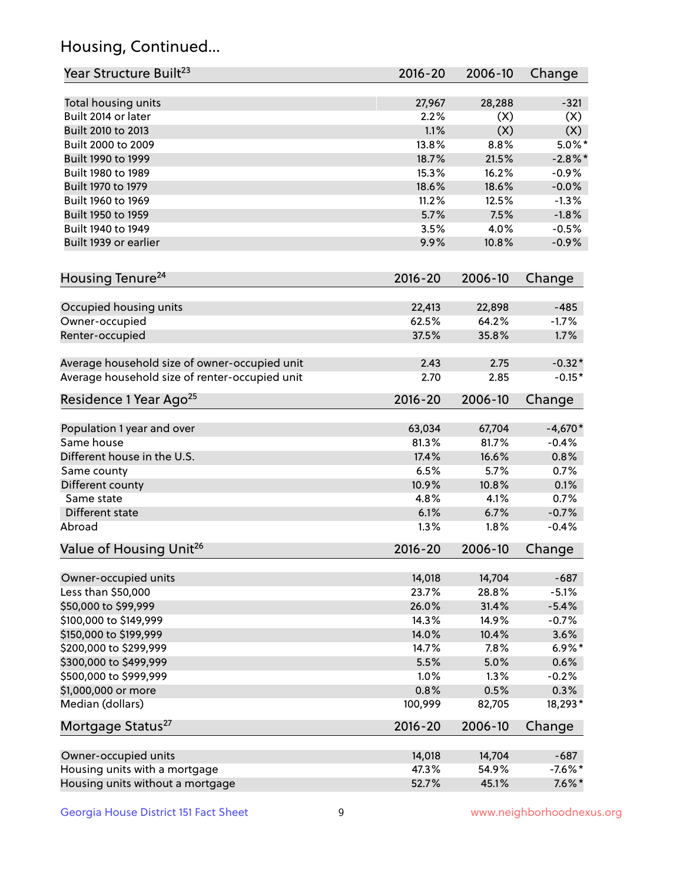## Housing, Continued...

| Year Structure Built[23] | 2016-20 | 2006-10 | Change |
|---|---|---|---|
| Total housing units | 27,967 | 28,288 | -321 |
| Built 2014 or later | 2.2% | (X) | (X) |
| Built 2010 to 2013 | 1.1% | (X) | (X) |
| Built 2000 to 2009 | 13.8% | 8.8% | 5.0%* |
| Built 1990 to 1999 | 18.7% | 21.5% | -2.8%* |
| Built 1980 to 1989 | 15.3% | 16.2% | -0.9% |
| Built 1970 to 1979 | 18.6% | 18.6% | -0.0% |
| Built 1960 to 1969 | 11.2% | 12.5% | -1.3% |
| Built 1950 to 1959 | 5.7% | 7.5% | -1.8% |
| Built 1940 to 1949 | 3.5% | 4.0% | -0.5% |
| Built 1939 or earlier | 9.9% | 10.8% | -0.9% |

| Housing Tenure[24] | 2016-20 | 2006-10 | Change |
|---|---|---|---|
| Occupied housing units | 22,413 | 22,898 | -485 |
| Owner-occupied | 62.5% | 64.2% | -1.7% |
| Renter-occupied | 37.5% | 35.8% | 1.7% |
| Average household size of owner-occupied unit | 2.43 | 2.75 | -0.32* |
| Average household size of renter-occupied unit | 2.70 | 2.85 | -0.15* |

| Residence 1 Year Ago[25] | 2016-20 | 2006-10 | Change |
|---|---|---|---|
| Population 1 year and over | 63,034 | 67,704 | -4,670* |
| Same house | 81.3% | 81.7% | -0.4% |
| Different house in the U.S. | 17.4% | 16.6% | 0.8% |
| Same county | 6.5% | 5.7% | 0.7% |
| Different county | 10.9% | 10.8% | 0.1% |
| Same state | 4.8% | 4.1% | 0.7% |
| Different state | 6.1% | 6.7% | -0.7% |
| Abroad | 1.3% | 1.8% | -0.4% |

| Value of Housing Unit[26] | 2016-20 | 2006-10 | Change |
|---|---|---|---|
| Owner-occupied units | 14,018 | 14,704 | -687 |
| Less than $50,000 | 23.7% | 28.8% | -5.1% |
| $50,000 to $99,999 | 26.0% | 31.4% | -5.4% |
| $100,000 to $149,999 | 14.3% | 14.9% | -0.7% |
| $150,000 to $199,999 | 14.0% | 10.4% | 3.6% |
| $200,000 to $299,999 | 14.7% | 7.8% | 6.9%* |
| $300,000 to $499,999 | 5.5% | 5.0% | 0.6% |
| $500,000 to $999,999 | 1.0% | 1.3% | -0.2% |
| $1,000,000 or more | 0.8% | 0.5% | 0.3% |
| Median (dollars) | 100,999 | 82,705 | 18,293* |

| Mortgage Status[27] | 2016-20 | 2006-10 | Change |
|---|---|---|---|
| Owner-occupied units | 14,018 | 14,704 | -687 |
| Housing units with a mortgage | 47.3% | 54.9% | -7.6%* |
| Housing units without a mortgage | 52.7% | 45.1% | 7.6%* |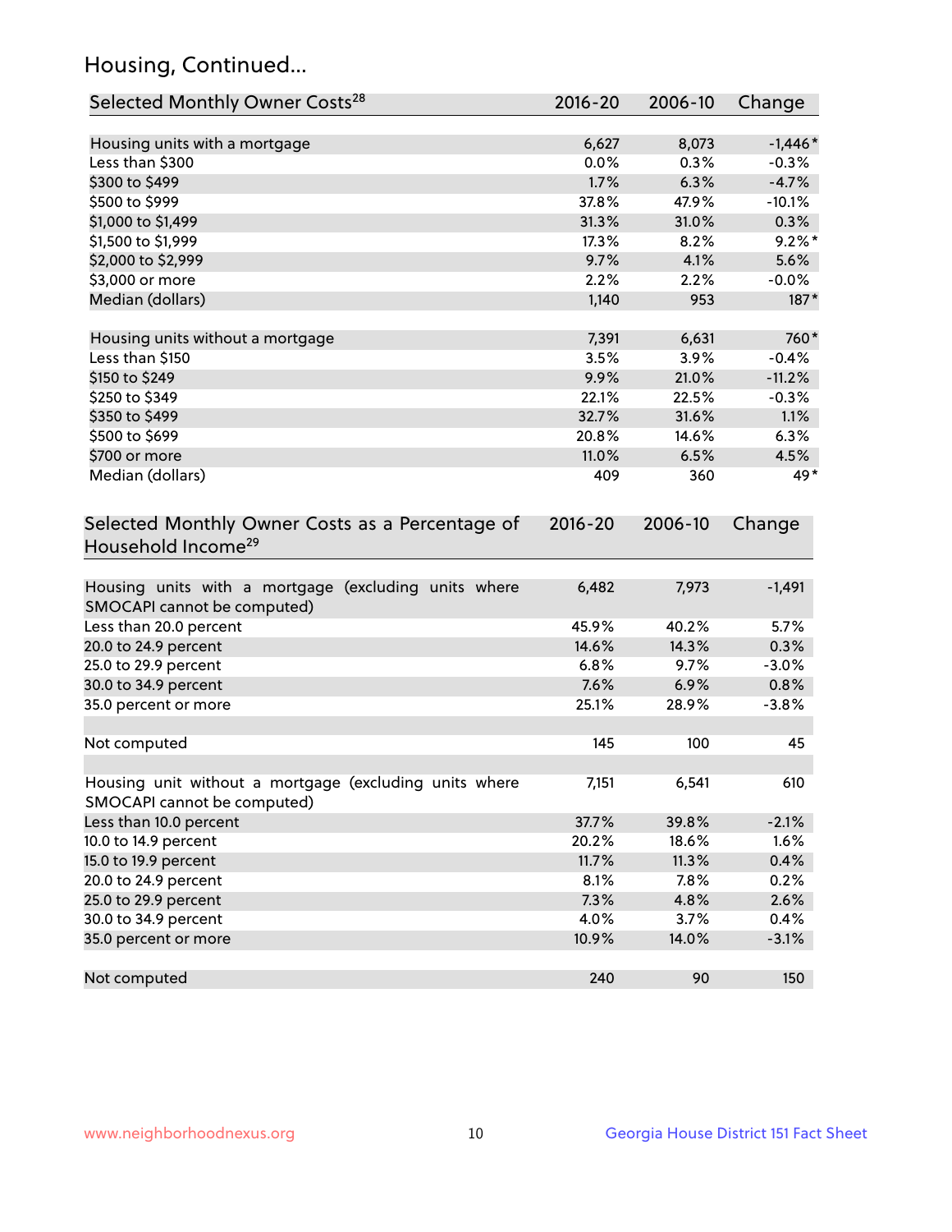## Housing, Continued...

| Selected Monthly Owner Costs[28] | 2016-20 | 2006-10 | Change |
|---|---|---|---|
| Housing units with a mortgage | 6,627 | 8,073 | -1,446* |
| Less than $300 | 0.0% | 0.3% | -0.3% |
| $300 to $499 | 1.7% | 6.3% | -4.7% |
| $500 to $999 | 37.8% | 47.9% | -10.1% |
| $1,000 to $1,499 | 31.3% | 31.0% | 0.3% |
| $1,500 to $1,999 | 17.3% | 8.2% | 9.2%* |
| $2,000 to $2,999 | 9.7% | 4.1% | 5.6% |
| $3,000 or more | 2.2% | 2.2% | -0.0% |
| Median (dollars) | 1,140 | 953 | 187* |
| | | | |
| Housing units without a mortgage | 7,391 | 6,631 | 760* |
| Less than $150 | 3.5% | 3.9% | -0.4% |
| $150 to $249 | 9.9% | 21.0% | -11.2% |
| $250 to $349 | 22.1% | 22.5% | -0.3% |
| $350 to $499 | 32.7% | 31.6% | 1.1% |
| $500 to $699 | 20.8% | 14.6% | 6.3% |
| $700 or more | 11.0% | 6.5% | 4.5% |
| Median (dollars) | 409 | 360 | 49* |

| Selected Monthly Owner Costs as a Percentage of Household Income[29] | 2016-20 | 2006-10 | Change |
|---|---|---|---|
| Housing units with a mortgage (excluding units where SMOCAPI cannot be computed) | 6,482 | 7,973 | -1,491 |
| Less than 20.0 percent | 45.9% | 40.2% | 5.7% |
| 20.0 to 24.9 percent | 14.6% | 14.3% | 0.3% |
| 25.0 to 29.9 percent | 6.8% | 9.7% | -3.0% |
| 30.0 to 34.9 percent | 7.6% | 6.9% | 0.8% |
| 35.0 percent or more | 25.1% | 28.9% | -3.8% |
| | | | |
| Not computed | 145 | 100 | 45 |
| | | | |
| Housing unit without a mortgage (excluding units where SMOCAPI cannot be computed) | 7,151 | 6,541 | 610 |
| Less than 10.0 percent | 37.7% | 39.8% | -2.1% |
| 10.0 to 14.9 percent | 20.2% | 18.6% | 1.6% |
| 15.0 to 19.9 percent | 11.7% | 11.3% | 0.4% |
| 20.0 to 24.9 percent | 8.1% | 7.8% | 0.2% |
| 25.0 to 29.9 percent | 7.3% | 4.8% | 2.6% |
| 30.0 to 34.9 percent | 4.0% | 3.7% | 0.4% |
| 35.0 percent or more | 10.9% | 14.0% | -3.1% |
| | | | |
| Not computed | 240 | 90 | 150 |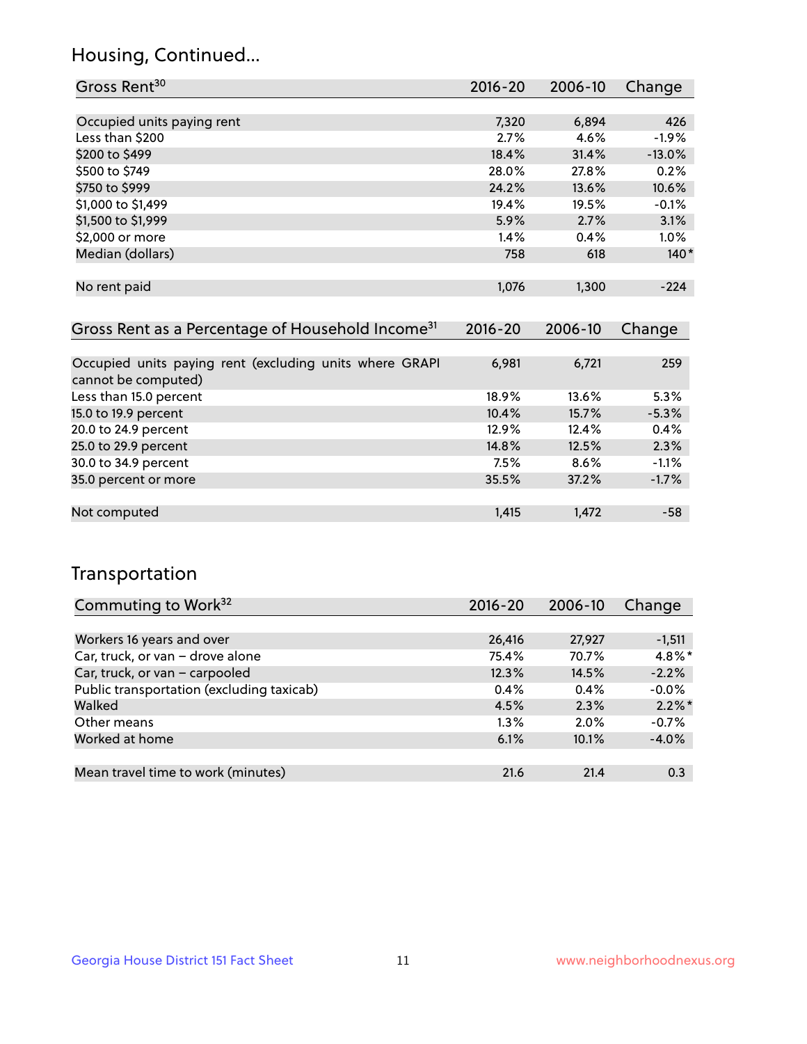## Housing, Continued...

| Gross Rent[30] | 2016-20 | 2006-10 | Change |
|---|---|---|---|
| Occupied units paying rent | 7,320 | 6,894 | 426 |
| Less than $200 | 2.7% | 4.6% | -1.9% |
| $200 to $499 | 18.4% | 31.4% | -13.0% |
| $500 to $749 | 28.0% | 27.8% | 0.2% |
| $750 to $999 | 24.2% | 13.6% | 10.6% |
| $1,000 to $1,499 | 19.4% | 19.5% | -0.1% |
| $1,500 to $1,999 | 5.9% | 2.7% | 3.1% |
| $2,000 or more | 1.4% | 0.4% | 1.0% |
| Median (dollars) | 758 | 618 | 140* |
| No rent paid | 1,076 | 1,300 | -224 |

| Gross Rent as a Percentage of Household Income[31] | 2016-20 | 2006-10 | Change |
|---|---|---|---|
| Occupied units paying rent (excluding units where GRAPI cannot be computed) | 6,981 | 6,721 | 259 |
| Less than 15.0 percent | 18.9% | 13.6% | 5.3% |
| 15.0 to 19.9 percent | 10.4% | 15.7% | -5.3% |
| 20.0 to 24.9 percent | 12.9% | 12.4% | 0.4% |
| 25.0 to 29.9 percent | 14.8% | 12.5% | 2.3% |
| 30.0 to 34.9 percent | 7.5% | 8.6% | -1.1% |
| 35.0 percent or more | 35.5% | 37.2% | -1.7% |
| Not computed | 1,415 | 1,472 | -58 |

## Transportation

| Commuting to Work[32] | 2016-20 | 2006-10 | Change |
|---|---|---|---|
| Workers 16 years and over | 26,416 | 27,927 | -1,511 |
| Car, truck, or van – drove alone | 75.4% | 70.7% | 4.8%* |
| Car, truck, or van – carpooled | 12.3% | 14.5% | -2.2% |
| Public transportation (excluding taxicab) | 0.4% | 0.4% | -0.0% |
| Walked | 4.5% | 2.3% | 2.2%* |
| Other means | 1.3% | 2.0% | -0.7% |
| Worked at home | 6.1% | 10.1% | -4.0% |
| Mean travel time to work (minutes) | 21.6 | 21.4 | 0.3 |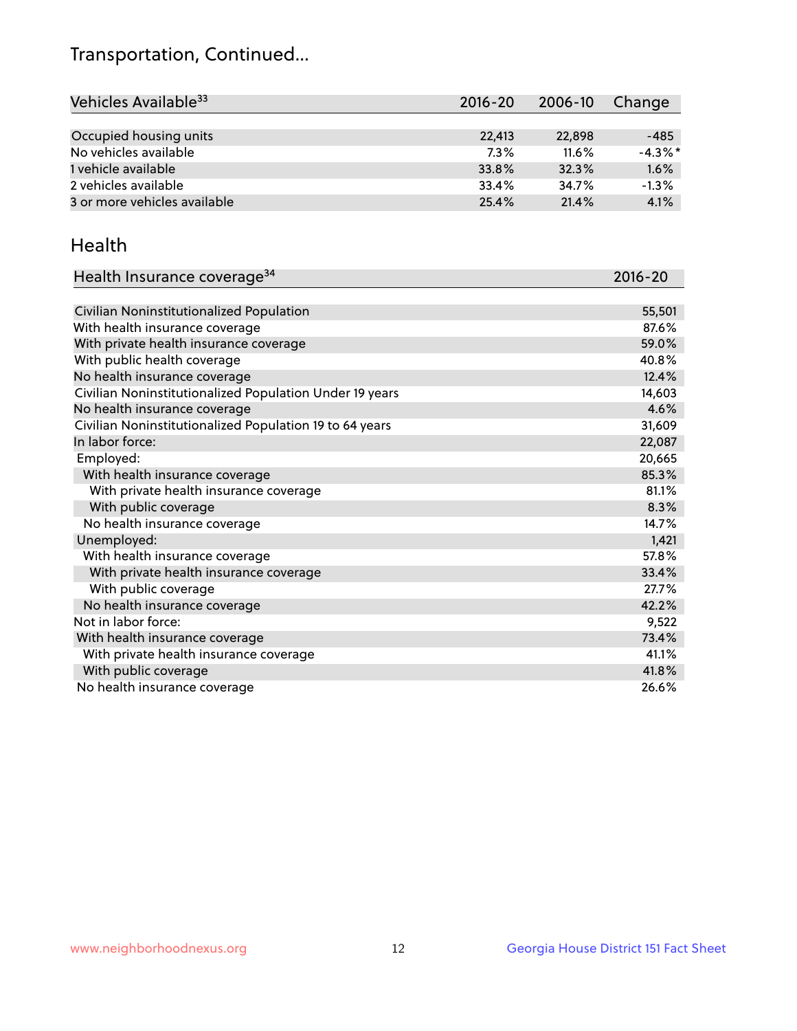# Transportation, Continued...

| Vehicles Available[33] | 2016-20 | 2006-10 | Change |
|---|---|---|---|
| Occupied housing units | 22,413 | 22,898 | -485 |
| No vehicles available | 7.3% | 11.6% | -4.3%* |
| 1 vehicle available | 33.8% | 32.3% | 1.6% |
| 2 vehicles available | 33.4% | 34.7% | -1.3% |
| 3 or more vehicles available | 25.4% | 21.4% | 4.1% |

## Health

| Health Insurance coverage[34] | 2016-20 |
|---|---|
| Civilian Noninstitutionalized Population | 55,501 |
| With health insurance coverage | 87.6% |
| With private health insurance coverage | 59.0% |
| With public health coverage | 40.8% |
| No health insurance coverage | 12.4% |
| Civilian Noninstitutionalized Population Under 19 years | 14,603 |
| No health insurance coverage | 4.6% |
| Civilian Noninstitutionalized Population 19 to 64 years | 31,609 |
| In labor force: | 22,087 |
| Employed: | 20,665 |
| With health insurance coverage | 85.3% |
| With private health insurance coverage | 81.1% |
| With public coverage | 8.3% |
| No health insurance coverage | 14.7% |
| Unemployed: | 1,421 |
| With health insurance coverage | 57.8% |
| With private health insurance coverage | 33.4% |
| With public coverage | 27.7% |
| No health insurance coverage | 42.2% |
| Not in labor force: | 9,522 |
| With health insurance coverage | 73.4% |
| With private health insurance coverage | 41.1% |
| With public coverage | 41.8% |
| No health insurance coverage | 26.6% |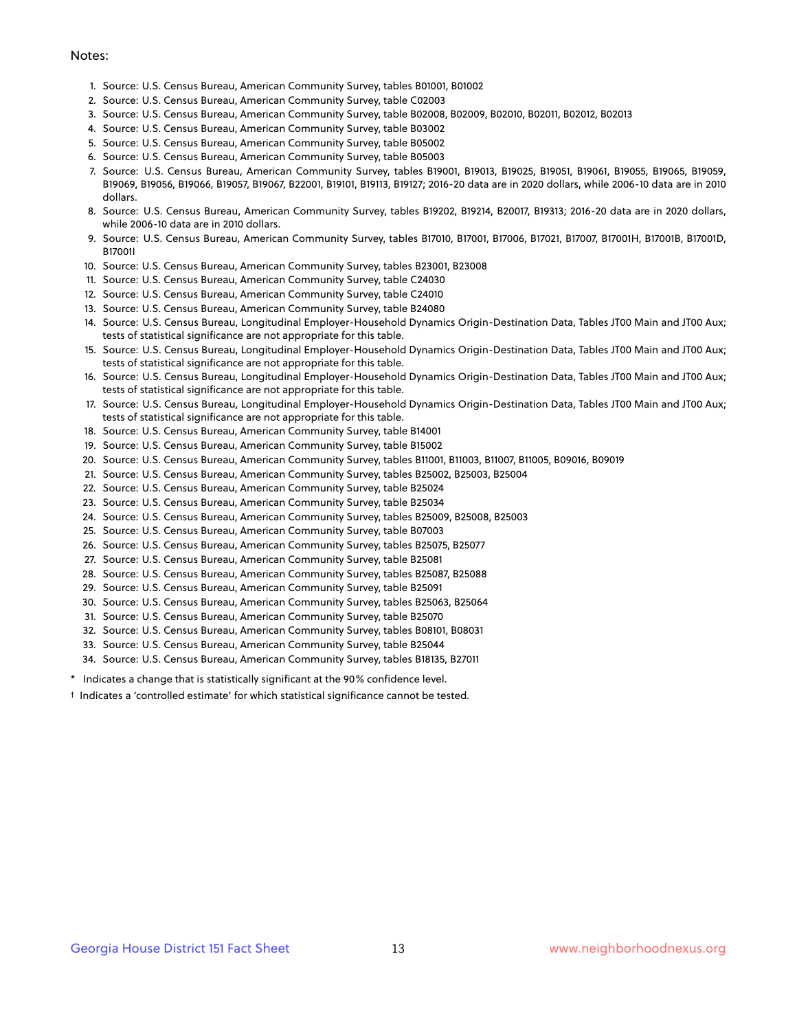Notes:

1. Source: U.S. Census Bureau, American Community Survey, tables B01001, B01002
2. Source: U.S. Census Bureau, American Community Survey, table C02003
3. Source: U.S. Census Bureau, American Community Survey, table B02008, B02009, B02010, B02011, B02012, B02013
4. Source: U.S. Census Bureau, American Community Survey, table B03002
5. Source: U.S. Census Bureau, American Community Survey, table B05002
6. Source: U.S. Census Bureau, American Community Survey, table B05003
7. Source: U.S. Census Bureau, American Community Survey, tables B19001, B19013, B19025, B19051, B19061, B19055, B19065, B19059, B19069, B19056, B19066, B19057, B19067, B22001, B19101, B19113, B19127; 2016-20 data are in 2020 dollars, while 2006-10 data are in 2010 dollars.
8. Source: U.S. Census Bureau, American Community Survey, tables B19202, B19214, B20017, B19313; 2016-20 data are in 2020 dollars, while 2006-10 data are in 2010 dollars.
9. Source: U.S. Census Bureau, American Community Survey, tables B17010, B17001, B17006, B17021, B17007, B17001H, B17001B, B17001D, B17001I
10. Source: U.S. Census Bureau, American Community Survey, tables B23001, B23008
11. Source: U.S. Census Bureau, American Community Survey, table C24030
12. Source: U.S. Census Bureau, American Community Survey, table C24010
13. Source: U.S. Census Bureau, American Community Survey, table B24080
14. Source: U.S. Census Bureau, Longitudinal Employer-Household Dynamics Origin-Destination Data, Tables JT00 Main and JT00 Aux; tests of statistical significance are not appropriate for this table.
15. Source: U.S. Census Bureau, Longitudinal Employer-Household Dynamics Origin-Destination Data, Tables JT00 Main and JT00 Aux; tests of statistical significance are not appropriate for this table.
16. Source: U.S. Census Bureau, Longitudinal Employer-Household Dynamics Origin-Destination Data, Tables JT00 Main and JT00 Aux; tests of statistical significance are not appropriate for this table.
17. Source: U.S. Census Bureau, Longitudinal Employer-Household Dynamics Origin-Destination Data, Tables JT00 Main and JT00 Aux; tests of statistical significance are not appropriate for this table.
18. Source: U.S. Census Bureau, American Community Survey, table B14001
19. Source: U.S. Census Bureau, American Community Survey, table B15002
20. Source: U.S. Census Bureau, American Community Survey, tables B11001, B11003, B11007, B11005, B09016, B09019
21. Source: U.S. Census Bureau, American Community Survey, tables B25002, B25003, B25004
22. Source: U.S. Census Bureau, American Community Survey, table B25024
23. Source: U.S. Census Bureau, American Community Survey, table B25034
24. Source: U.S. Census Bureau, American Community Survey, tables B25009, B25008, B25003
25. Source: U.S. Census Bureau, American Community Survey, table B07003
26. Source: U.S. Census Bureau, American Community Survey, tables B25075, B25077
27. Source: U.S. Census Bureau, American Community Survey, table B25081
28. Source: U.S. Census Bureau, American Community Survey, tables B25087, B25088
29. Source: U.S. Census Bureau, American Community Survey, table B25091
30. Source: U.S. Census Bureau, American Community Survey, tables B25063, B25064
31. Source: U.S. Census Bureau, American Community Survey, table B25070
32. Source: U.S. Census Bureau, American Community Survey, tables B08101, B08031
33. Source: U.S. Census Bureau, American Community Survey, table B25044
34. Source: U.S. Census Bureau, American Community Survey, tables B18135, B27011

\* Indicates a change that is statistically significant at the 90% confidence level.

† Indicates a 'controlled estimate' for which statistical significance cannot be tested.